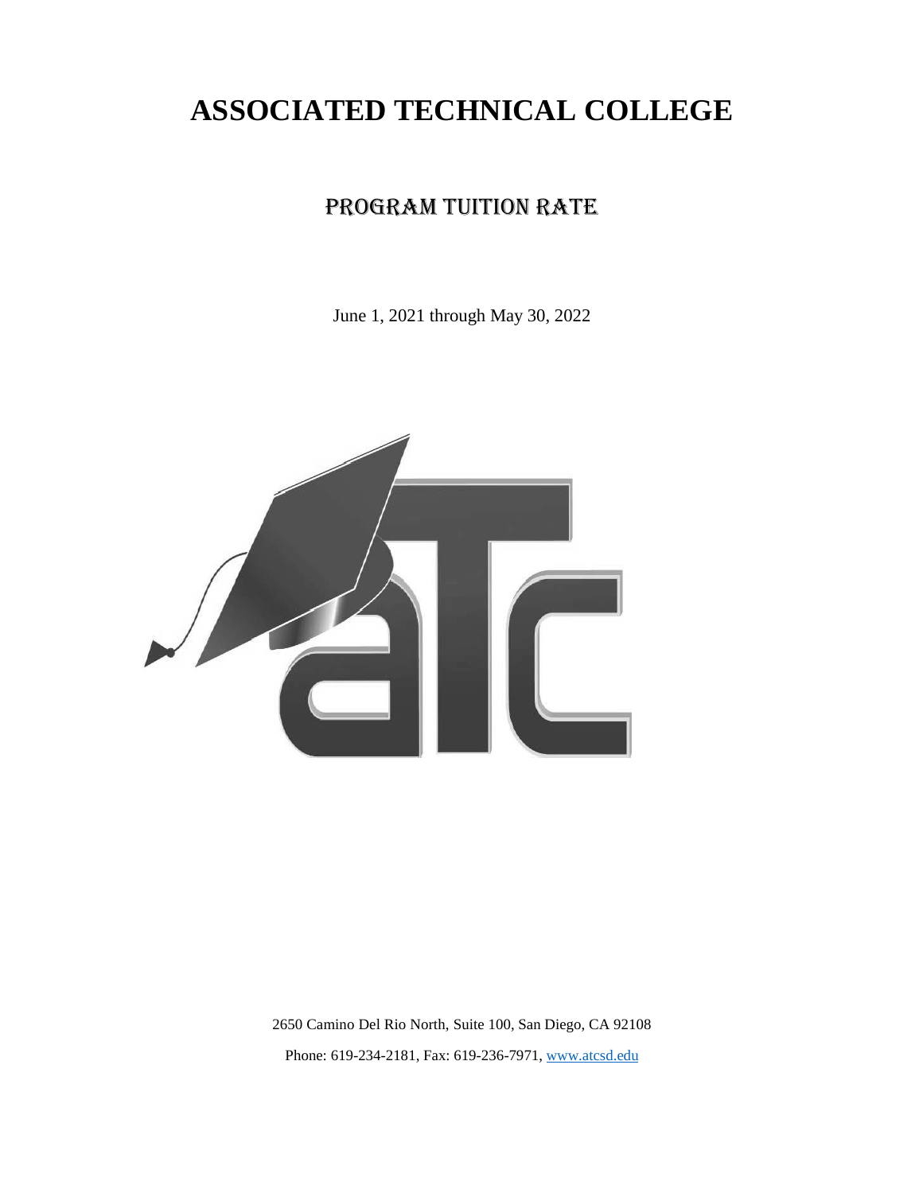# ASSOCIATED TECHNICAL COLLEGE

## PROGRAM TUITION RATE

June 1, 2021 through May 30, 2022

2650 Camino Del Rio North, Suite 100, San Diego, CA 92108

Phone: 619-234-2181, Fax: 619-236-7971, www.atcsd.edu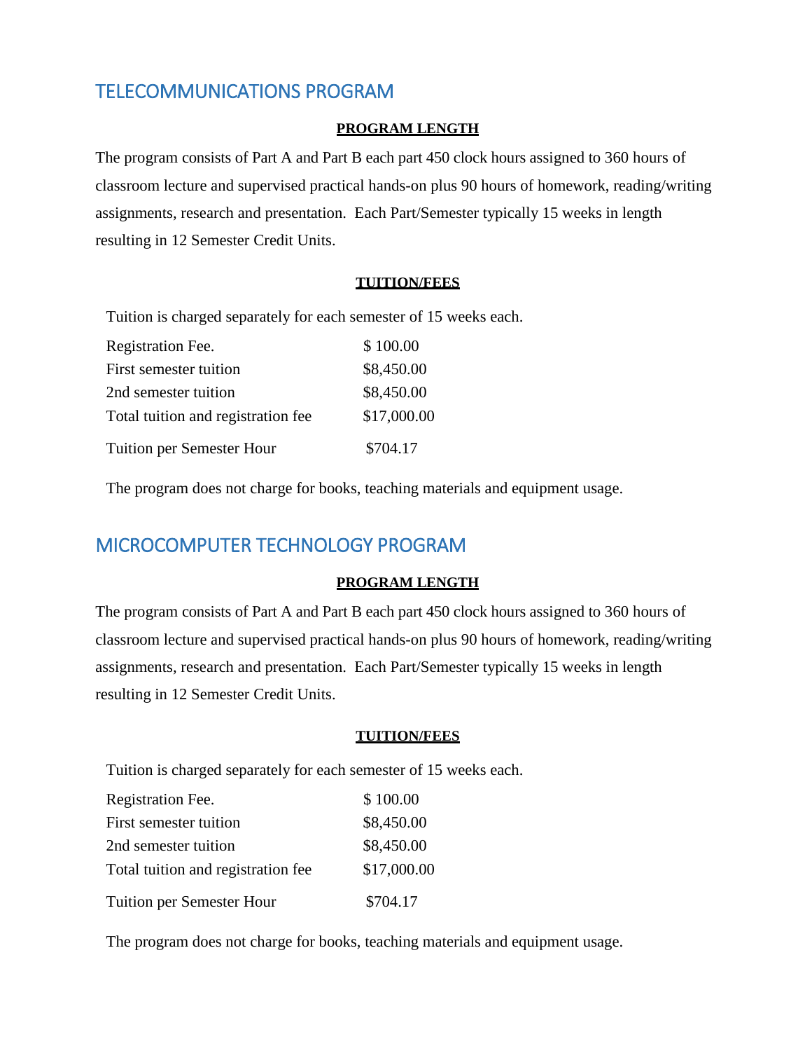## TELECOMMUNICATIONS PROGRAM

**PROGRAM LENGTH**

The program consists of Part A and Part B each part 450 clock hours assigned to 360 hours of classroom lecture and supervised practical hands-on plus 90 hours of homework, reading/writing assignments, research and presentation. Each Part/Semester typically 15 weeks in length resulting in 12 Semester Credit Units.

**TUITION/FEES**

Tuition is charged separately for each semester of 15 weeks each.

| | |
|---|---|
| Registration Fee. | $ 100.00 |
| First semester tuition | $8,450.00 |
| 2nd semester tuition | $8,450.00 |
| Total tuition and registration fee | $17,000.00 |
| Tuition per Semester Hour | $704.17 |

The program does not charge for books, teaching materials and equipment usage.

## MICROCOMPUTER TECHNOLOGY PROGRAM

**PROGRAM LENGTH**

The program consists of Part A and Part B each part 450 clock hours assigned to 360 hours of classroom lecture and supervised practical hands-on plus 90 hours of homework, reading/writing assignments, research and presentation. Each Part/Semester typically 15 weeks in length resulting in 12 Semester Credit Units.

**TUITION/FEES**

Tuition is charged separately for each semester of 15 weeks each.

| | |
|---|---|
| Registration Fee. | $ 100.00 |
| First semester tuition | $8,450.00 |
| 2nd semester tuition | $8,450.00 |
| Total tuition and registration fee | $17,000.00 |
| Tuition per Semester Hour | $704.17 |

The program does not charge for books, teaching materials and equipment usage.